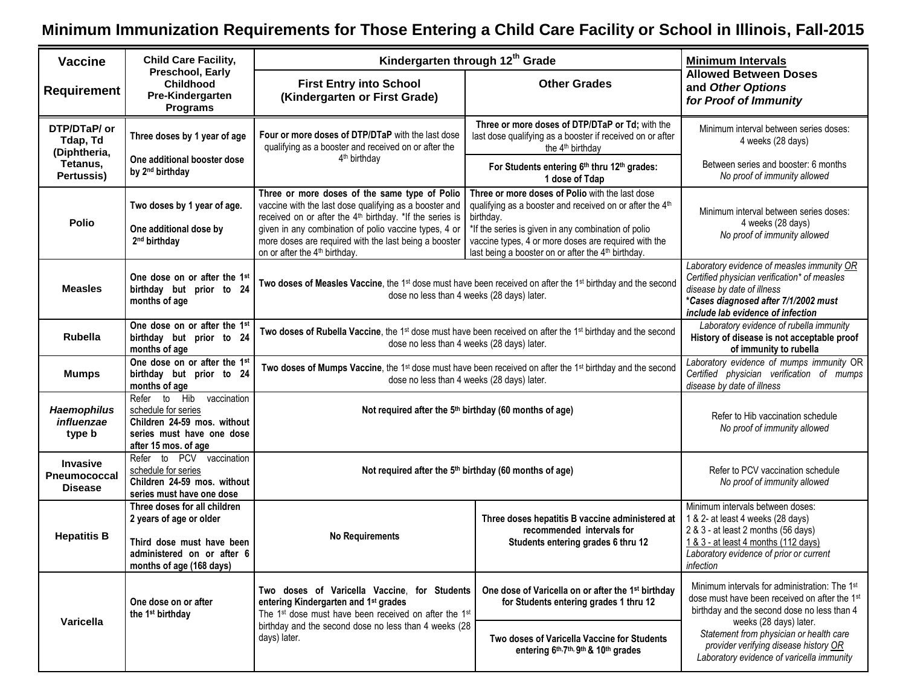# Minimum Immunization Requirements for Those Entering a Child Care Facility or School in Illinois, Fall-2015

| Vaccine Requirement | Child Care Facility, Preschool, Early Childhood Pre-Kindergarten Programs | Kindergarten through 12th Grade | | Minimum Intervals Allowed Between Doses and *Other Options for Proof of Immunity* |
|---|---|---|---|---|
| | | **First Entry into School (Kindergarten or First Grade)** | **Other Grades** | |
| **DTP/DTaP/ or Tdap, Td (Diphtheria, Tetanus, Pertussis)** | **Three doses by 1 year of age**<br><br>**One additional booster dose by 2nd birthday** | **Four or more doses of DTP/DTaP** with the last dose qualifying as a booster and received on or after the 4th birthday | **Three or more doses of DTP/DTaP or Td;** with the last dose qualifying as a booster if received on or after the 4th birthday<br><br>**For Students entering 6th thru 12th grades: 1 dose of Tdap** | Minimum interval between series doses: 4 weeks (28 days)<br><br>Between series and booster: 6 months<br>*No proof of immunity allowed* |
| **Polio** | **Two doses by 1 year of age.**<br><br>**One additional dose by 2nd birthday** | **Three or more doses of the same type of Polio** vaccine with the last dose qualifying as a booster and received on or after the 4th birthday. *If the series is given in any combination of polio vaccine types, 4 or more doses are required with the last being a booster on or after the 4th birthday. | **Three or more doses of Polio** with the last dose qualifying as a booster and received on or after the 4th birthday.<br>*If the series is given in any combination of polio vaccine types, 4 or more doses are required with the last being a booster on or after the 4th birthday. | Minimum interval between series doses: 4 weeks (28 days)<br>*No proof of immunity allowed* |
| **Measles** | **One dose on or after the 1st birthday but prior to 24 months of age** | **Two doses of Measles Vaccine**, the 1st dose must have been received on after the 1st birthday and the second dose no less than 4 weeks (28 days) later. | | *Laboratory evidence of measles immunity OR Certified physician verification* of measles disease by date of illness*<br>***Cases diagnosed after 7/1/2002 must include lab evidence of infection*** |
| **Rubella** | **One dose on or after the 1st birthday but prior to 24 months of age** | **Two doses of Rubella Vaccine**, the 1st dose must have been received on after the 1st birthday and the second dose no less than 4 weeks (28 days) later. | | *Laboratory evidence of rubella immunity*<br>**History of disease is not acceptable proof of immunity to rubella** |
| **Mumps** | **One dose on or after the 1st birthday but prior to 24 months of age** | **Two doses of Mumps Vaccine**, the 1st dose must have been received on after the 1st birthday and the second dose no less than 4 weeks (28 days) later. | | *Laboratory evidence of mumps immunity* OR *Certified physician verification of mumps disease by date of illness* |
| ***Haemophilus influenzae* type b** | Refer to Hib vaccination schedule for series<br>**Children 24-59 mos. without series must have one dose after 15 mos. of age** | **Not required after the 5th birthday (60 months of age)** | | Refer to Hib vaccination schedule<br>*No proof of immunity allowed* |
| **Invasive Pneumococcal Disease** | Refer to PCV vaccination schedule for series<br>**Children 24-59 mos. without series must have one dose** | **Not required after the 5th birthday (60 months of age)** | | Refer to PCV vaccination schedule<br>*No proof of immunity allowed* |
| **Hepatitis B** | **Three doses for all children 2 years of age or older**<br><br>**Third dose must have been administered on or after 6 months of age (168 days)** | **No Requirements** | **Three doses hepatitis B vaccine administered at recommended intervals for Students entering grades 6 thru 12** | Minimum intervals between doses:<br>1 & 2- at least 4 weeks (28 days)<br>2 & 3 - at least 2 months (56 days)<br>1 & 3 - at least 4 months (112 days)<br>*Laboratory evidence of prior or current infection* |
| **Varicella** | **One dose on or after the 1st birthday** | **Two doses of Varicella Vaccine, for Students entering Kindergarten and 1st grades**<br>The 1st dose must have been received on after the 1st birthday and the second dose no less than 4 weeks (28 days) later. | **One dose of Varicella on or after the 1st birthday for Students entering grades 1 thru 12**<br><br>**Two doses of Varicella Vaccine for Students entering 6th, 7th, 9th & 10th grades** | Minimum intervals for administration: The 1st dose must have been received on after the 1st birthday and the second dose no less than 4 weeks (28 days) later.<br>*Statement from physician or health care provider verifying disease history OR Laboratory evidence of varicella immunity* |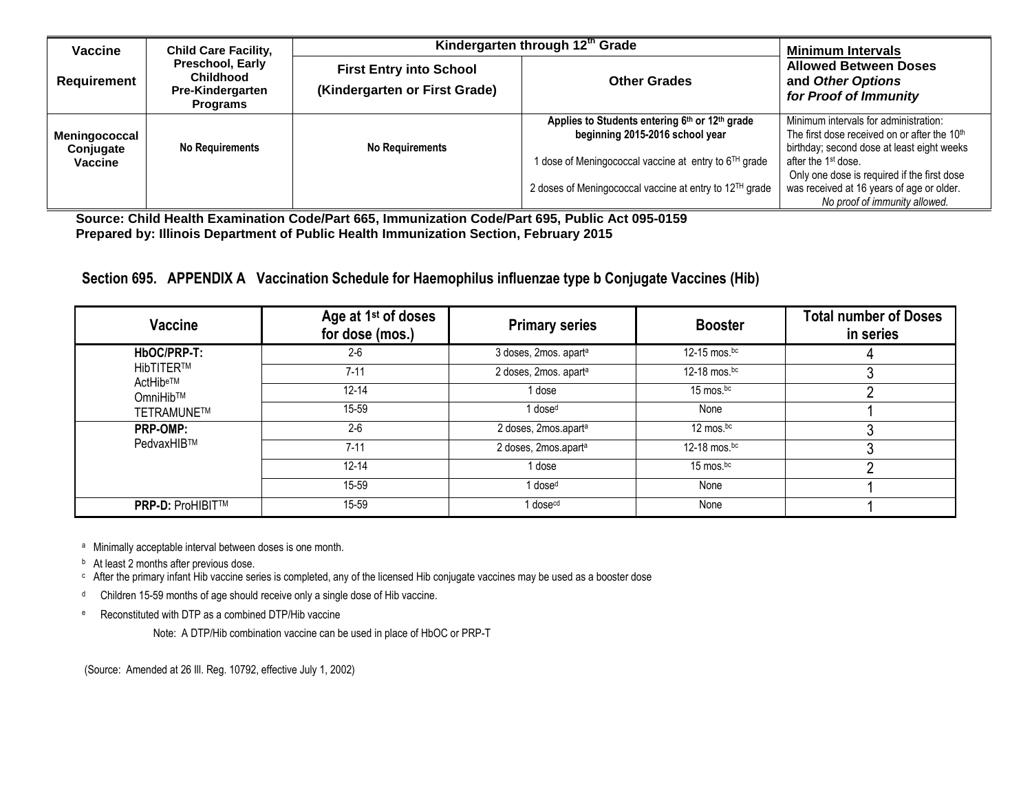| Vaccine Requirement | Child Care Facility, Preschool, Early Childhood Pre-Kindergarten Programs | Kindergarten through 12[th] Grade | | Minimum Intervals Allowed Between Doses and *Other Options for Proof of Immunity* |
|---|---|---|---|---|
| | | First Entry into School (Kindergarten or First Grade) | Other Grades | |
| **Meningococcal Conjugate Vaccine** | **No Requirements** | **No Requirements** | **Applies to Students entering 6[th] or 12[th] grade beginning 2015-2016 school year**<br><br>1 dose of Meningococcal vaccine at entry to 6[TH] grade<br><br>2 doses of Meningococcal vaccine at entry to 12[TH] grade | Minimum intervals for administration: The first dose received on or after the 10[th] birthday; second dose at least eight weeks after the 1[st] dose. Only one dose is required if the first dose was received at 16 years of age or older. *No proof of immunity allowed.* |

**Source: Child Health Examination Code/Part 665, Immunization Code/Part 695, Public Act 095-0159**
**Prepared by: Illinois Department of Public Health Immunization Section, February 2015**

## Section 695. APPENDIX A Vaccination Schedule for Haemophilus influenzae type b Conjugate Vaccines (Hib)

| Vaccine | Age at 1[st] of doses for dose (mos.) | Primary series | Booster | Total number of Doses in series |
|---|---|---|---|---|
| **HbOC/PRP-T:** HibTITER™ ActHib[e]™ OmniHib™ TETRAMUNE™ | 2-6 | 3 doses, 2mos. apart[a] | 12-15 mos.[bc] | 4 |
| | 7-11 | 2 doses, 2mos. apart[a] | 12-18 mos.[bc] | 3 |
| | 12-14 | 1 dose | 15 mos.[bc] | 2 |
| | 15-59 | 1 dose[d] | None | 1 |
| **PRP-OMP:** PedvaxHIB™ | 2-6 | 2 doses, 2mos.apart[a] | 12 mos.[bc] | 3 |
| | 7-11 | 2 doses, 2mos.apart[a] | 12-18 mos.[bc] | 3 |
| | 12-14 | 1 dose | 15 mos.[bc] | 2 |
| | 15-59 | 1 dose[d] | None | 1 |
| **PRP-D:** ProHIBIT™ | 15-59 | 1 dose[cd] | None | 1 |

[a] Minimally acceptable interval between doses is one month.

[b] At least 2 months after previous dose.

[c] After the primary infant Hib vaccine series is completed, any of the licensed Hib conjugate vaccines may be used as a booster dose

[d] Children 15-59 months of age should receive only a single dose of Hib vaccine.

[e] Reconstituted with DTP as a combined DTP/Hib vaccine

Note: A DTP/Hib combination vaccine can be used in place of HbOC or PRP-T

(Source: Amended at 26 Ill. Reg. 10792, effective July 1, 2002)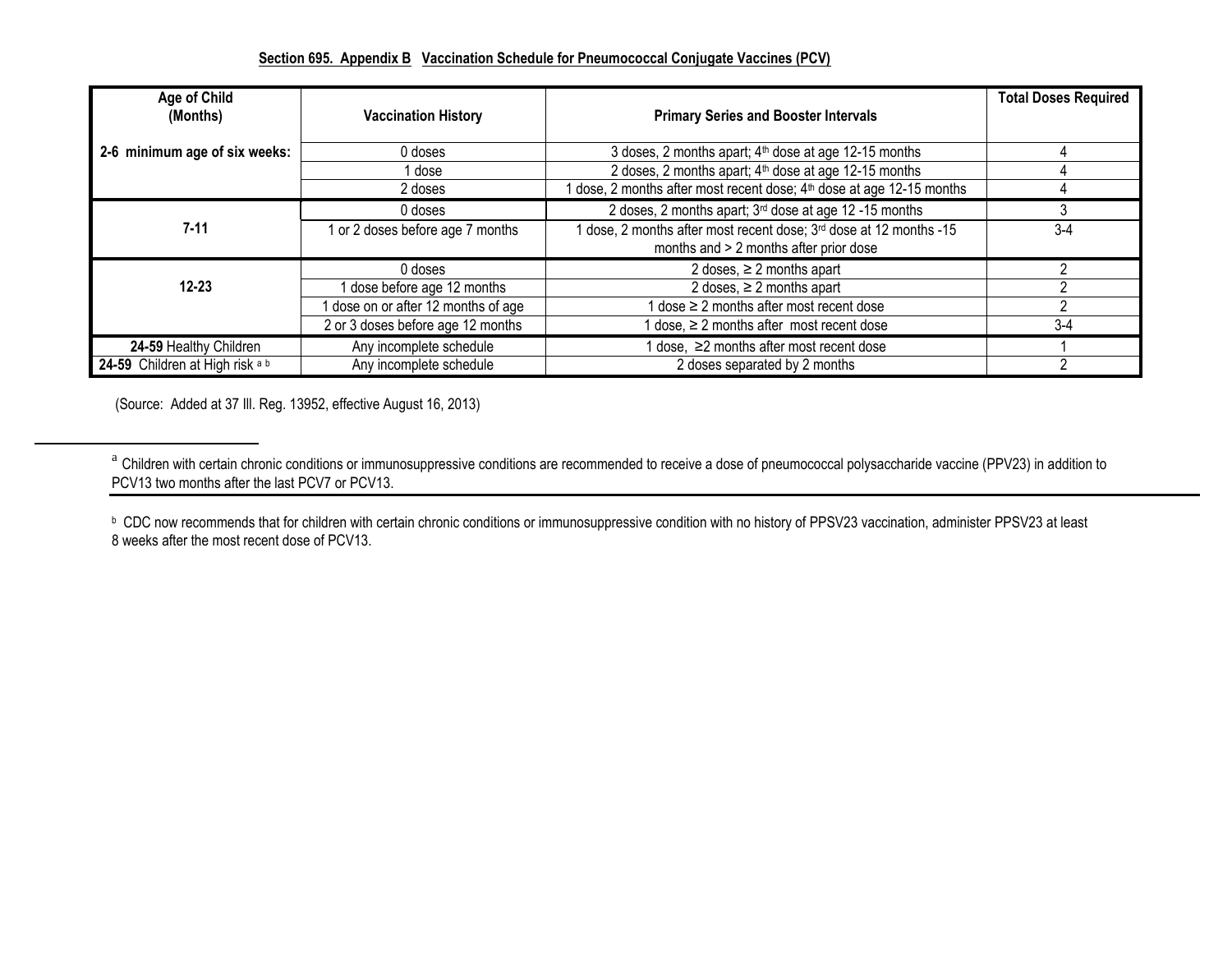**Section 695. Appendix B Vaccination Schedule for Pneumococcal Conjugate Vaccines (PCV)**

| Age of Child (Months) | Vaccination History | Primary Series and Booster Intervals | Total Doses Required |
|---|---|---|---|
| **2-6 minimum age of six weeks:** | 0 doses | 3 doses, 2 months apart; 4th dose at age 12-15 months | 4 |
| | 1 dose | 2 doses, 2 months apart; 4th dose at age 12-15 months | 4 |
| | 2 doses | 1 dose, 2 months after most recent dose; 4th dose at age 12-15 months | 4 |
| **7-11** | 0 doses | 2 doses, 2 months apart; 3rd dose at age 12 -15 months | 3 |
| | 1 or 2 doses before age 7 months | 1 dose, 2 months after most recent dose; 3rd dose at 12 months -15 months and > 2 months after prior dose | 3-4 |
| **12-23** | 0 doses | 2 doses, ≥ 2 months apart | 2 |
| | 1 dose before age 12 months | 2 doses, ≥ 2 months apart | 2 |
| | 1 dose on or after 12 months of age | 1 dose ≥ 2 months after most recent dose | 2 |
| | 2 or 3 doses before age 12 months | 1 dose, ≥ 2 months after most recent dose | 3-4 |
| **24-59** Healthy Children | Any incomplete schedule | 1 dose, ≥2 months after most recent dose | 1 |
| **24-59** Children at High risk [a b] | Any incomplete schedule | 2 doses separated by 2 months | 2 |

(Source: Added at 37 Ill. Reg. 13952, effective August 16, 2013)

---

[a] Children with certain chronic conditions or immunosuppressive conditions are recommended to receive a dose of pneumococcal polysaccharide vaccine (PPV23) in addition to PCV13 two months after the last PCV7 or PCV13.

[b] CDC now recommends that for children with certain chronic conditions or immunosuppressive condition with no history of PPSV23 vaccination, administer PPSV23 at least 8 weeks after the most recent dose of PCV13.